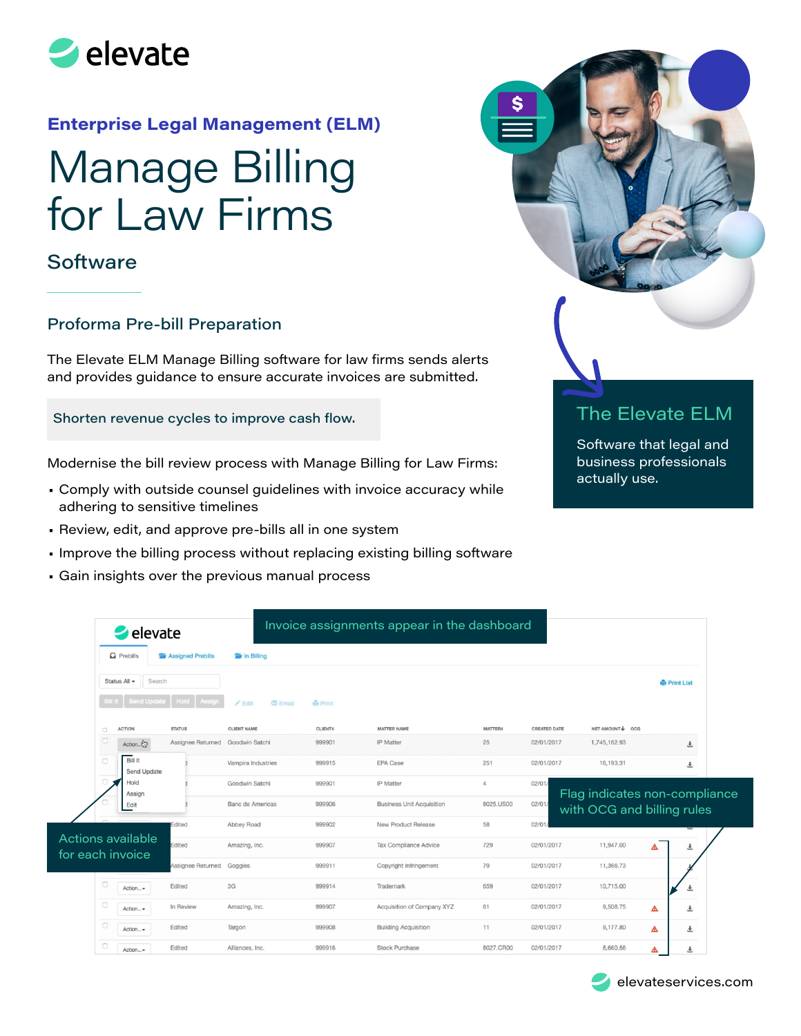# Enterprise Legal Management (ELM)

# Manage Billing for Law Firms

## Software

### Proforma Pre-bill Preparation

The Elevate ELM Manage Billing software for law firms sends alerts and provides guidance to ensure accurate invoices are submitted.

**Shorten revenue cycles to improve cash flow.**

Modernise the bill review process with Manage Billing for Law Firms:

- Comply with outside counsel guidelines with invoice accuracy while adhering to sensitive timelines
- Review, edit, and approve pre-bills all in one system
- Improve the billing process without replacing existing billing software
- Gain insights over the previous manual process

## The Elevate ELM

Software that legal and business professionals actually use.

Invoice assignments appear in the dashboard

Actions available for each invoice

Flag indicates non-compliance with OCG and billing rules

elevateservices.com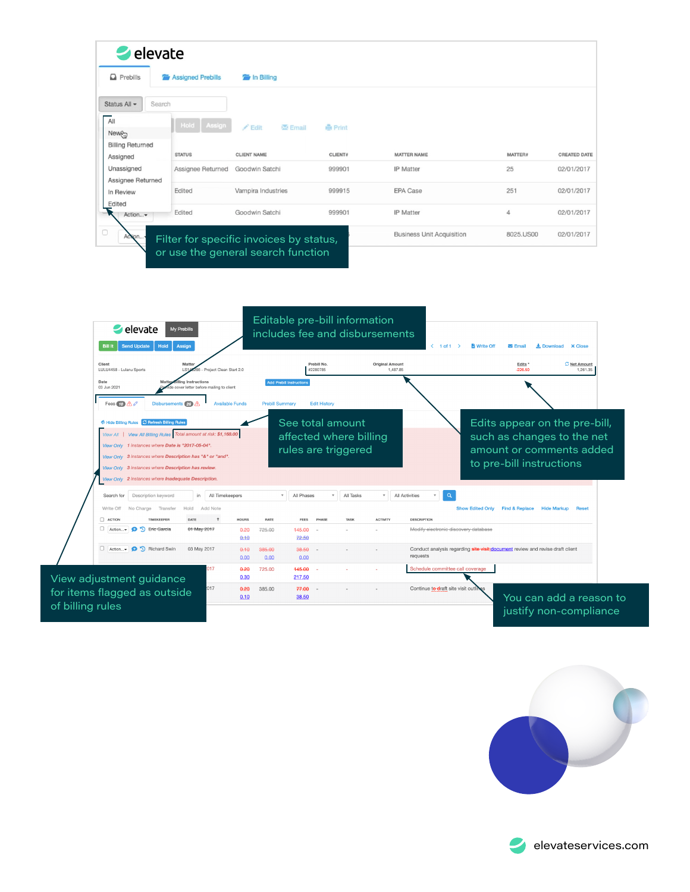elevate

Prebills | Assigned Prebills | In Billing

Status All ▾ | Search

- All
- New
- Billing Returned
- Assigned
- Unassigned
- Assignee Returned
- In Review
- Edited

Hold | Assign | Edit | Email | Print

| STATUS | CLIENT NAME | CLIENT# | MATTER NAME | MATTER# | CREATED DATE |
|---|---|---|---|---|---|
| Assignee Returned | Goodwin Satchi | 999901 | IP Matter | 25 | 02/01/2017 |
| Edited | Vampira Industries | 999915 | EPA Case | 251 | 02/01/2017 |
| Edited | Goodwin Satchi | 999901 | IP Matter | 4 | 02/01/2017 |
| | | | Business Unit Acquisition | 8025.US00 | 02/01/2017 |

Filter for specific invoices by status, or use the general search function

Editable pre-bill information includes fee and disbursements

See total amount affected where billing rules are triggered

Edits appear on the pre-bill, such as changes to the net amount or comments added to pre-bill instructions

View adjustment guidance for items flagged as outside of billing rules

You can add a reason to justify non-compliance

elevateservices.com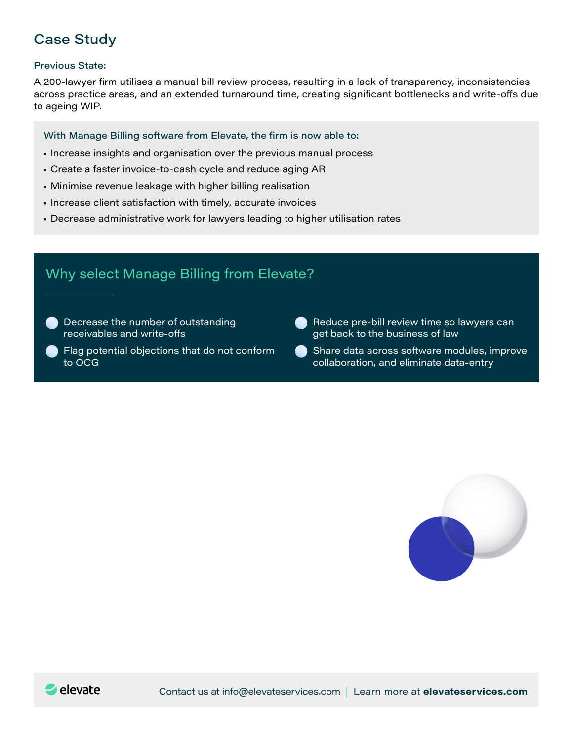## Case Study

### Previous State:

A 200-lawyer firm utilises a manual bill review process, resulting in a lack of transparency, inconsistencies across practice areas, and an extended turnaround time, creating significant bottlenecks and write-offs due to ageing WIP.

### With Manage Billing software from Elevate, the firm is now able to:

- Increase insights and organisation over the previous manual process
- Create a faster invoice-to-cash cycle and reduce aging AR
- Minimise revenue leakage with higher billing realisation
- Increase client satisfaction with timely, accurate invoices
- Decrease administrative work for lawyers leading to higher utilisation rates

## Why select Manage Billing from Elevate?

- Decrease the number of outstanding receivables and write-offs
- Flag potential objections that do not conform to OCG
- Reduce pre-bill review time so lawyers can get back to the business of law
- Share data across software modules, improve collaboration, and eliminate data-entry

elevate

Contact us at info@elevateservices.com | Learn more at **elevateservices.com**